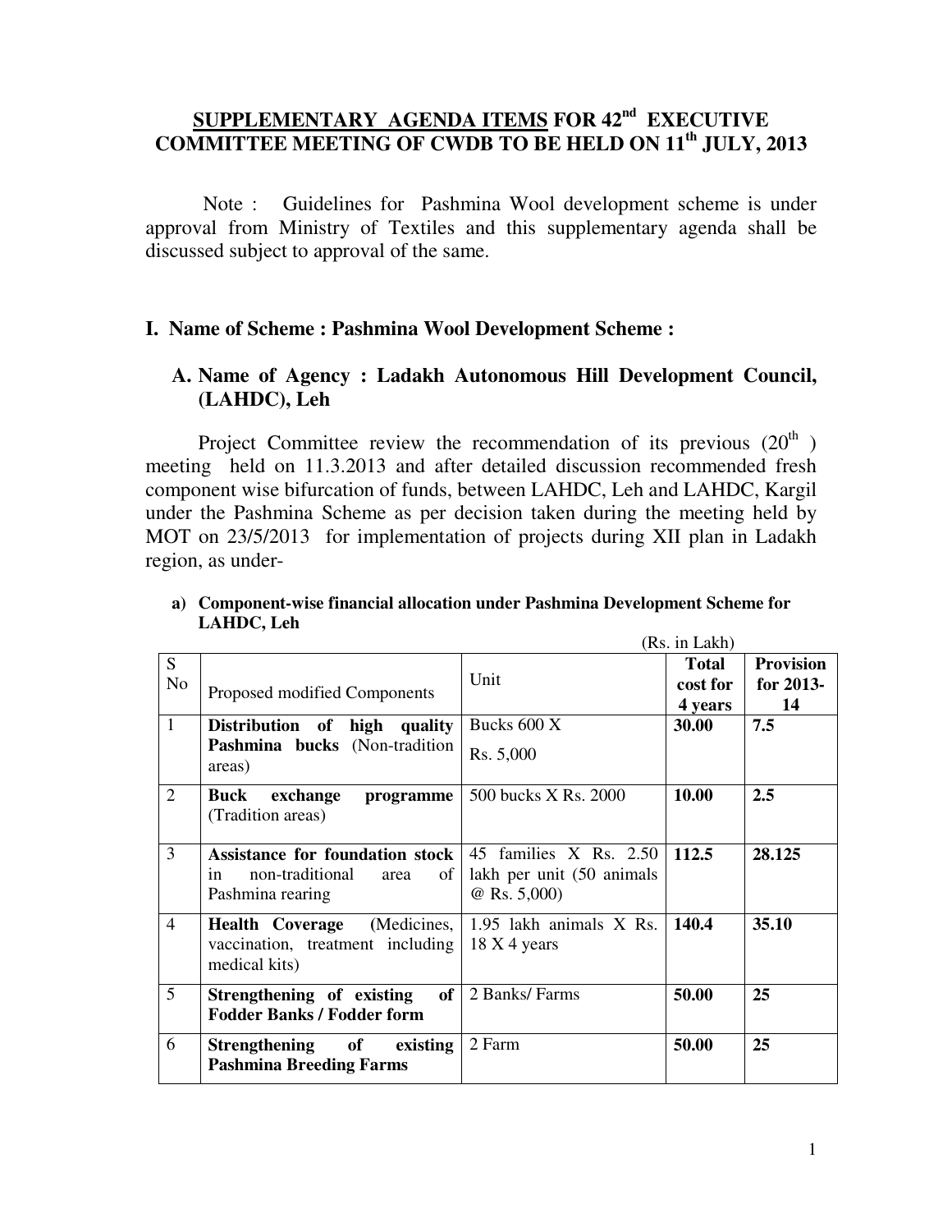# SUPPLEMENTARY AGENDA ITEMS FOR 42nd EXECUTIVE COMMITTEE MEETING OF CWDB TO BE HELD ON 11th JULY, 2013

Note : Guidelines for Pashmina Wool development scheme is under approval from Ministry of Textiles and this supplementary agenda shall be discussed subject to approval of the same.

## I. Name of Scheme : Pashmina Wool Development Scheme :

### A. Name of Agency : Ladakh Autonomous Hill Development Council, (LAHDC), Leh

Project Committee review the recommendation of its previous (20th ) meeting held on 11.3.2013 and after detailed discussion recommended fresh component wise bifurcation of funds, between LAHDC, Leh and LAHDC, Kargil under the Pashmina Scheme as per decision taken during the meeting held by MOT on 23/5/2013 for implementation of projects during XII plan in Ladakh region, as under-

**a) Component-wise financial allocation under Pashmina Development Scheme for LAHDC, Leh**

(Rs. in Lakh)

| S No | Proposed modified Components | Unit | Total cost for 4 years | Provision for 2013-14 |
|---|---|---|---|---|
| 1 | **Distribution of high quality Pashmina bucks** (Non-tradition areas) | Bucks 600 X Rs. 5,000 | **30.00** | 7.5 |
| 2 | **Buck exchange programme** (Tradition areas) | 500 bucks X Rs. 2000 | **10.00** | 2.5 |
| 3 | **Assistance for foundation stock** in non-traditional area of Pashmina rearing | 45 families X Rs. 2.50 lakh per unit (50 animals @ Rs. 5,000) | **112.5** | 28.125 |
| 4 | **Health Coverage** (Medicines, vaccination, treatment including medical kits) | 1.95 lakh animals X Rs. 18 X 4 years | **140.4** | 35.10 |
| 5 | **Strengthening of existing of Fodder Banks / Fodder form** | 2 Banks/ Farms | **50.00** | 25 |
| 6 | **Strengthening of existing Pashmina Breeding Farms** | 2 Farm | **50.00** | 25 |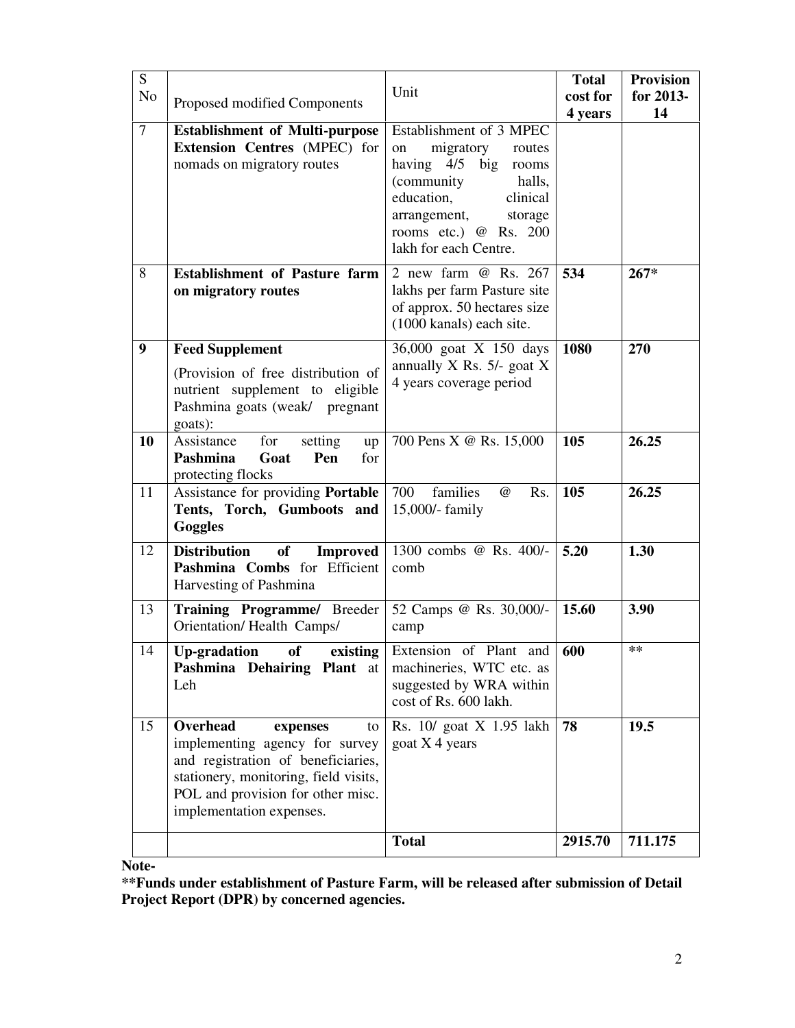| S No | Proposed modified Components | Unit | Total cost for 4 years | Provision for 2013-14 |
|---|---|---|---|---|
| 7 | **Establishment of Multi-purpose Extension Centres** (MPEC) for nomads on migratory routes | Establishment of 3 MPEC on migratory routes having 4/5 big rooms (community halls, education, clinical arrangement, storage rooms etc.) @ Rs. 200 lakh for each Centre. | | |
| 8 | **Establishment of Pasture farm on migratory routes** | 2 new farm @ Rs. 267 lakhs per farm Pasture site of approx. 50 hectares size (1000 kanals) each site. | **534** | **267*** |
| **9** | **Feed Supplement**<br>(Provision of free distribution of nutrient supplement to eligible Pashmina goats (weak/ pregnant goats): | 36,000 goat X 150 days annually X Rs. 5/- goat X 4 years coverage period | **1080** | **270** |
| **10** | Assistance for setting up **Pashmina Goat Pen** for protecting flocks | 700 Pens X @ Rs. 15,000 | **105** | **26.25** |
| 11 | Assistance for providing **Portable Tents, Torch, Gumboots and Goggles** | 700 families @ Rs. 15,000/- family | **105** | **26.25** |
| 12 | **Distribution of Improved Pashmina Combs** for Efficient Harvesting of Pashmina | 1300 combs @ Rs. 400/- comb | **5.20** | **1.30** |
| 13 | **Training Programme/** Breeder Orientation/ Health Camps/ | 52 Camps @ Rs. 30,000/- camp | **15.60** | **3.90** |
| 14 | **Up-gradation of existing Pashmina Dehairing Plant** at Leh | Extension of Plant and machineries, WTC etc. as suggested by WRA within cost of Rs. 600 lakh. | **600** | ** |
| 15 | **Overhead expenses** to implementing agency for survey and registration of beneficiaries, stationery, monitoring, field visits, POL and provision for other misc. implementation expenses. | Rs. 10/ goat X 1.95 lakh goat X 4 years | **78** | **19.5** |
| | | **Total** | **2915.70** | **711.175** |

**Note-**

****Funds under establishment of Pasture Farm, will be released after submission of Detail Project Report (DPR) by concerned agencies.**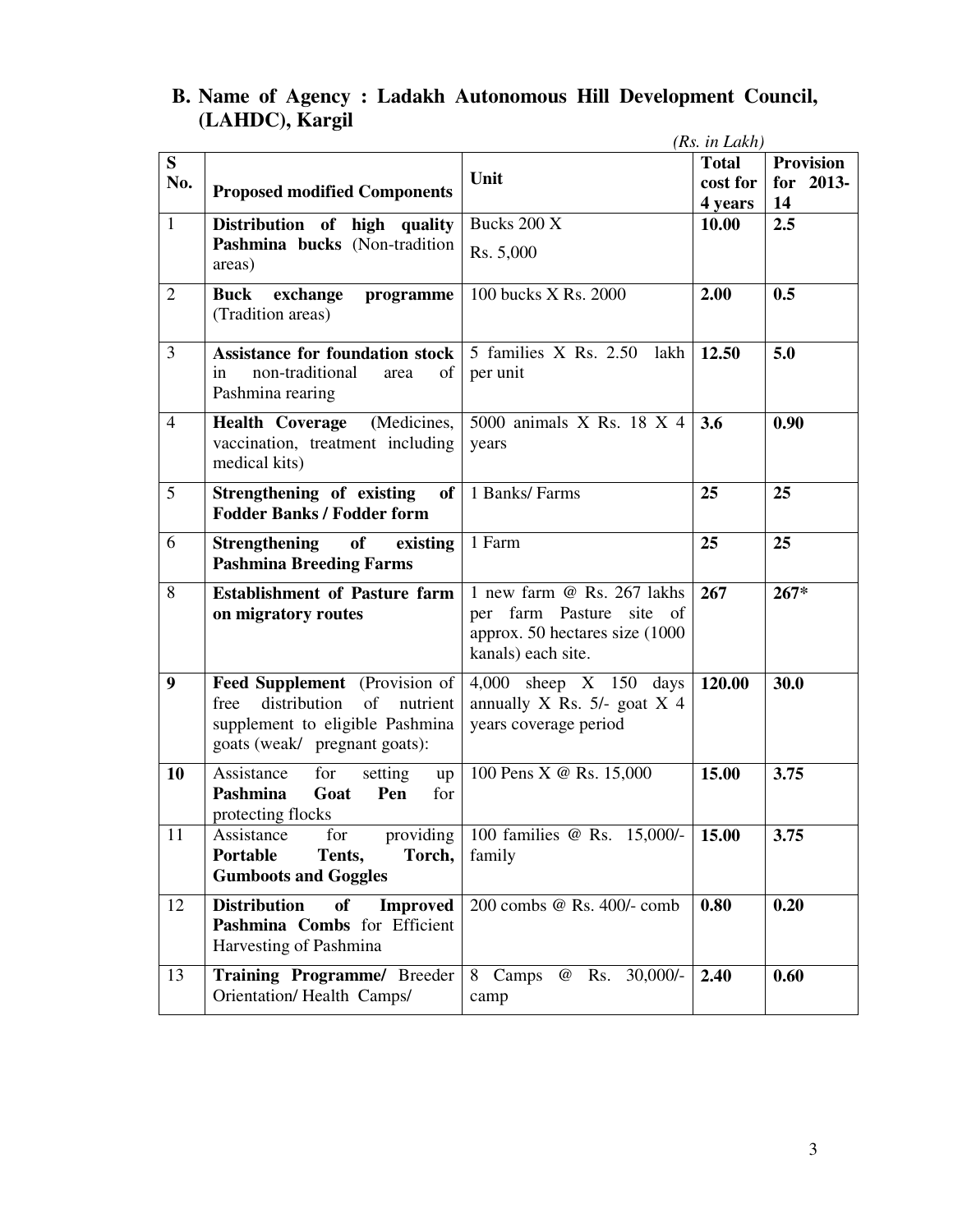## B. Name of Agency : Ladakh Autonomous Hill Development Council, (LAHDC), Kargil

*(Rs. in Lakh)*

| S No. | Proposed modified Components | Unit | Total cost for 4 years | Provision for 2013-14 |
|---|---|---|---|---|
| 1 | **Distribution of high quality Pashmina bucks** (Non-tradition areas) | Bucks 200 X Rs. 5,000 | **10.00** | **2.5** |
| 2 | **Buck exchange programme** (Tradition areas) | 100 bucks X Rs. 2000 | **2.00** | **0.5** |
| 3 | **Assistance for foundation stock** in non-traditional area of Pashmina rearing | 5 families X Rs. 2.50 lakh per unit | **12.50** | **5.0** |
| 4 | **Health Coverage** (Medicines, vaccination, treatment including medical kits) | 5000 animals X Rs. 18 X 4 years | **3.6** | **0.90** |
| 5 | **Strengthening of existing of Fodder Banks / Fodder form** | 1 Banks/ Farms | **25** | **25** |
| 6 | **Strengthening of existing Pashmina Breeding Farms** | 1 Farm | **25** | **25** |
| 8 | **Establishment of Pasture farm on migratory routes** | 1 new farm @ Rs. 267 lakhs per farm Pasture site of approx. 50 hectares size (1000 kanals) each site. | **267** | **267*** |
| **9** | **Feed Supplement** (Provision of free distribution of nutrient supplement to eligible Pashmina goats (weak/ pregnant goats): | 4,000 sheep X 150 days annually X Rs. 5/- goat X 4 years coverage period | **120.00** | **30.0** |
| **10** | Assistance for setting up **Pashmina Goat Pen** for protecting flocks | 100 Pens X @ Rs. 15,000 | **15.00** | **3.75** |
| 11 | Assistance for providing **Portable Tents, Torch, Gumboots and Goggles** | 100 families @ Rs. 15,000/- family | **15.00** | **3.75** |
| 12 | **Distribution of Improved Pashmina Combs** for Efficient Harvesting of Pashmina | 200 combs @ Rs. 400/- comb | **0.80** | **0.20** |
| 13 | **Training Programme/** Breeder Orientation/ Health Camps/ | 8 Camps @ Rs. 30,000/- camp | **2.40** | **0.60** |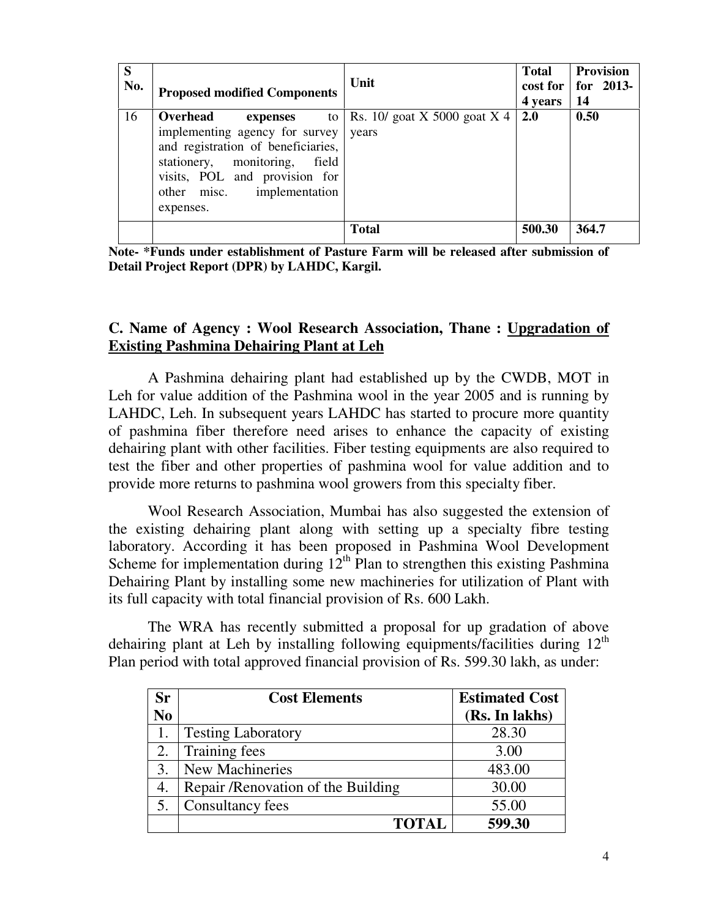| S No. | Proposed modified Components | Unit | Total cost for 4 years | Provision for 2013-14 |
|---|---|---|---|---|
| 16 | **Overhead expenses** to implementing agency for survey and registration of beneficiaries, stationery, monitoring, field visits, POL and provision for other misc. implementation expenses. | Rs. 10/ goat X 5000 goat X 4 years | **2.0** | **0.50** |
| | | **Total** | **500.30** | **364.7** |

**Note- *Funds under establishment of Pasture Farm will be released after submission of Detail Project Report (DPR) by LAHDC, Kargil.**

### C. Name of Agency : Wool Research Association, Thane : Upgradation of Existing Pashmina Dehairing Plant at Leh

A Pashmina dehairing plant had established up by the CWDB, MOT in Leh for value addition of the Pashmina wool in the year 2005 and is running by LAHDC, Leh. In subsequent years LAHDC has started to procure more quantity of pashmina fiber therefore need arises to enhance the capacity of existing dehairing plant with other facilities. Fiber testing equipments are also required to test the fiber and other properties of pashmina wool for value addition and to provide more returns to pashmina wool growers from this specialty fiber.

Wool Research Association, Mumbai has also suggested the extension of the existing dehairing plant along with setting up a specialty fibre testing laboratory. According it has been proposed in Pashmina Wool Development Scheme for implementation during 12th Plan to strengthen this existing Pashmina Dehairing Plant by installing some new machineries for utilization of Plant with its full capacity with total financial provision of Rs. 600 Lakh.

The WRA has recently submitted a proposal for up gradation of above dehairing plant at Leh by installing following equipments/facilities during 12th Plan period with total approved financial provision of Rs. 599.30 lakh, as under:

| Sr No | Cost Elements | Estimated Cost (Rs. In lakhs) |
|---|---|---|
| 1. | Testing Laboratory | 28.30 |
| 2. | Training fees | 3.00 |
| 3. | New Machineries | 483.00 |
| 4. | Repair /Renovation of the Building | 30.00 |
| 5. | Consultancy fees | 55.00 |
| | **TOTAL** | **599.30** |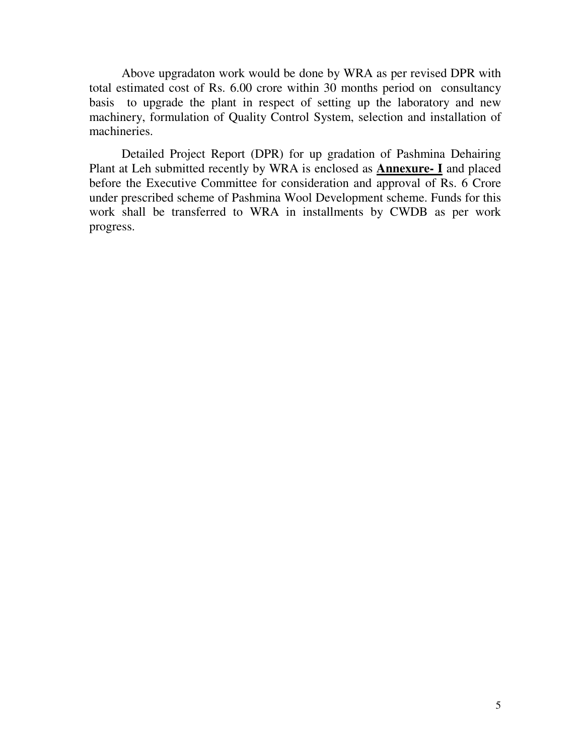Above upgradaton work would be done by WRA as per revised DPR with total estimated cost of Rs. 6.00 crore within 30 months period on consultancy basis to upgrade the plant in respect of setting up the laboratory and new machinery, formulation of Quality Control System, selection and installation of machineries.

Detailed Project Report (DPR) for up gradation of Pashmina Dehairing Plant at Leh submitted recently by WRA is enclosed as **Annexure- I** and placed before the Executive Committee for consideration and approval of Rs. 6 Crore under prescribed scheme of Pashmina Wool Development scheme. Funds for this work shall be transferred to WRA in installments by CWDB as per work progress.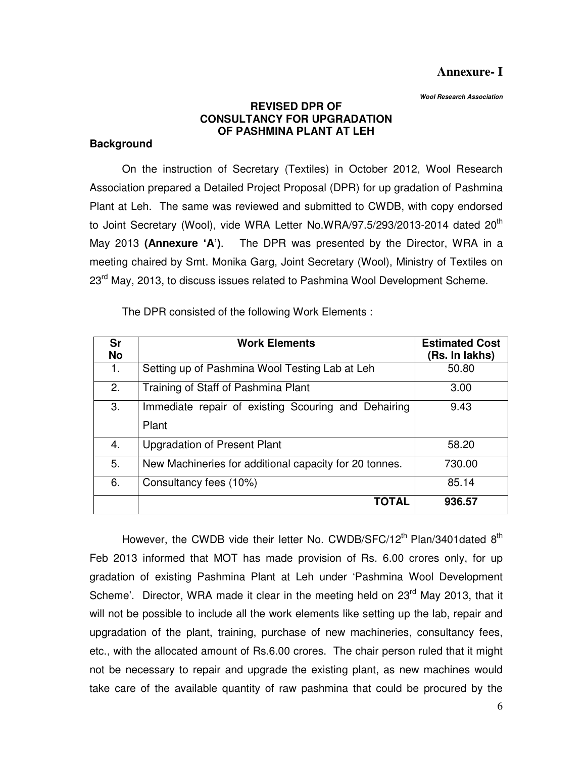**Annexure- I**

***Wool Research Association***

**REVISED DPR OF CONSULTANCY FOR UPGRADATION OF PASHMINA PLANT AT LEH**

**Background**

On the instruction of Secretary (Textiles) in October 2012, Wool Research Association prepared a Detailed Project Proposal (DPR) for up gradation of Pashmina Plant at Leh. The same was reviewed and submitted to CWDB, with copy endorsed to Joint Secretary (Wool), vide WRA Letter No.WRA/97.5/293/2013-2014 dated 20th May 2013 **(Annexure 'A')**. The DPR was presented by the Director, WRA in a meeting chaired by Smt. Monika Garg, Joint Secretary (Wool), Ministry of Textiles on 23rd May, 2013, to discuss issues related to Pashmina Wool Development Scheme.

The DPR consisted of the following Work Elements :

| Sr No | Work Elements | Estimated Cost (Rs. In lakhs) |
|---|---|---|
| 1. | Setting up of Pashmina Wool Testing Lab at Leh | 50.80 |
| 2. | Training of Staff of Pashmina Plant | 3.00 |
| 3. | Immediate repair of existing Scouring and Dehairing Plant | 9.43 |
| 4. | Upgradation of Present Plant | 58.20 |
| 5. | New Machineries for additional capacity for 20 tonnes. | 730.00 |
| 6. | Consultancy fees (10%) | 85.14 |
| | **TOTAL** | **936.57** |

However, the CWDB vide their letter No. CWDB/SFC/12th Plan/3401dated 8th Feb 2013 informed that MOT has made provision of Rs. 6.00 crores only, for up gradation of existing Pashmina Plant at Leh under 'Pashmina Wool Development Scheme'. Director, WRA made it clear in the meeting held on 23rd May 2013, that it will not be possible to include all the work elements like setting up the lab, repair and upgradation of the plant, training, purchase of new machineries, consultancy fees, etc., with the allocated amount of Rs.6.00 crores. The chair person ruled that it might not be necessary to repair and upgrade the existing plant, as new machines would take care of the available quantity of raw pashmina that could be procured by the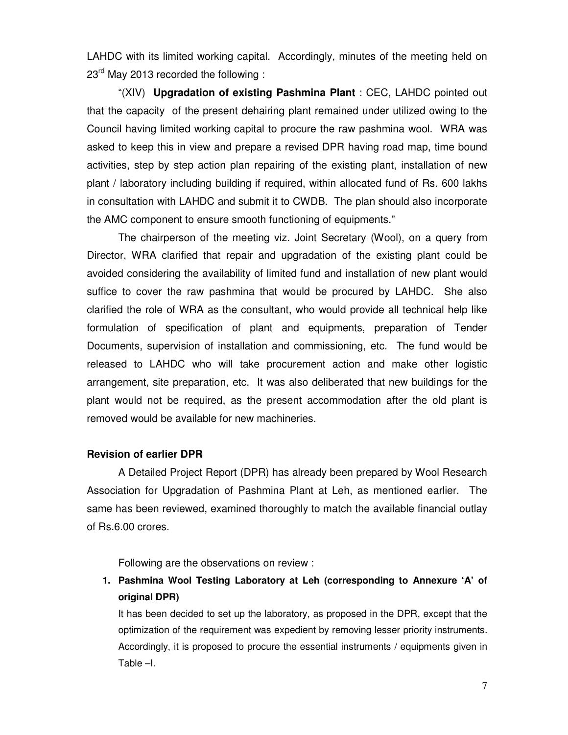LAHDC with its limited working capital. Accordingly, minutes of the meeting held on 23rd May 2013 recorded the following :

"(XIV) **Upgradation of existing Pashmina Plant** : CEC, LAHDC pointed out that the capacity of the present dehairing plant remained under utilized owing to the Council having limited working capital to procure the raw pashmina wool. WRA was asked to keep this in view and prepare a revised DPR having road map, time bound activities, step by step action plan repairing of the existing plant, installation of new plant / laboratory including building if required, within allocated fund of Rs. 600 lakhs in consultation with LAHDC and submit it to CWDB. The plan should also incorporate the AMC component to ensure smooth functioning of equipments."

The chairperson of the meeting viz. Joint Secretary (Wool), on a query from Director, WRA clarified that repair and upgradation of the existing plant could be avoided considering the availability of limited fund and installation of new plant would suffice to cover the raw pashmina that would be procured by LAHDC. She also clarified the role of WRA as the consultant, who would provide all technical help like formulation of specification of plant and equipments, preparation of Tender Documents, supervision of installation and commissioning, etc. The fund would be released to LAHDC who will take procurement action and make other logistic arrangement, site preparation, etc. It was also deliberated that new buildings for the plant would not be required, as the present accommodation after the old plant is removed would be available for new machineries.

**Revision of earlier DPR**

A Detailed Project Report (DPR) has already been prepared by Wool Research Association for Upgradation of Pashmina Plant at Leh, as mentioned earlier. The same has been reviewed, examined thoroughly to match the available financial outlay of Rs.6.00 crores.

Following are the observations on review :

1. **Pashmina Wool Testing Laboratory at Leh (corresponding to Annexure 'A' of original DPR)**

   It has been decided to set up the laboratory, as proposed in the DPR, except that the optimization of the requirement was expedient by removing lesser priority instruments. Accordingly, it is proposed to procure the essential instruments / equipments given in Table –I.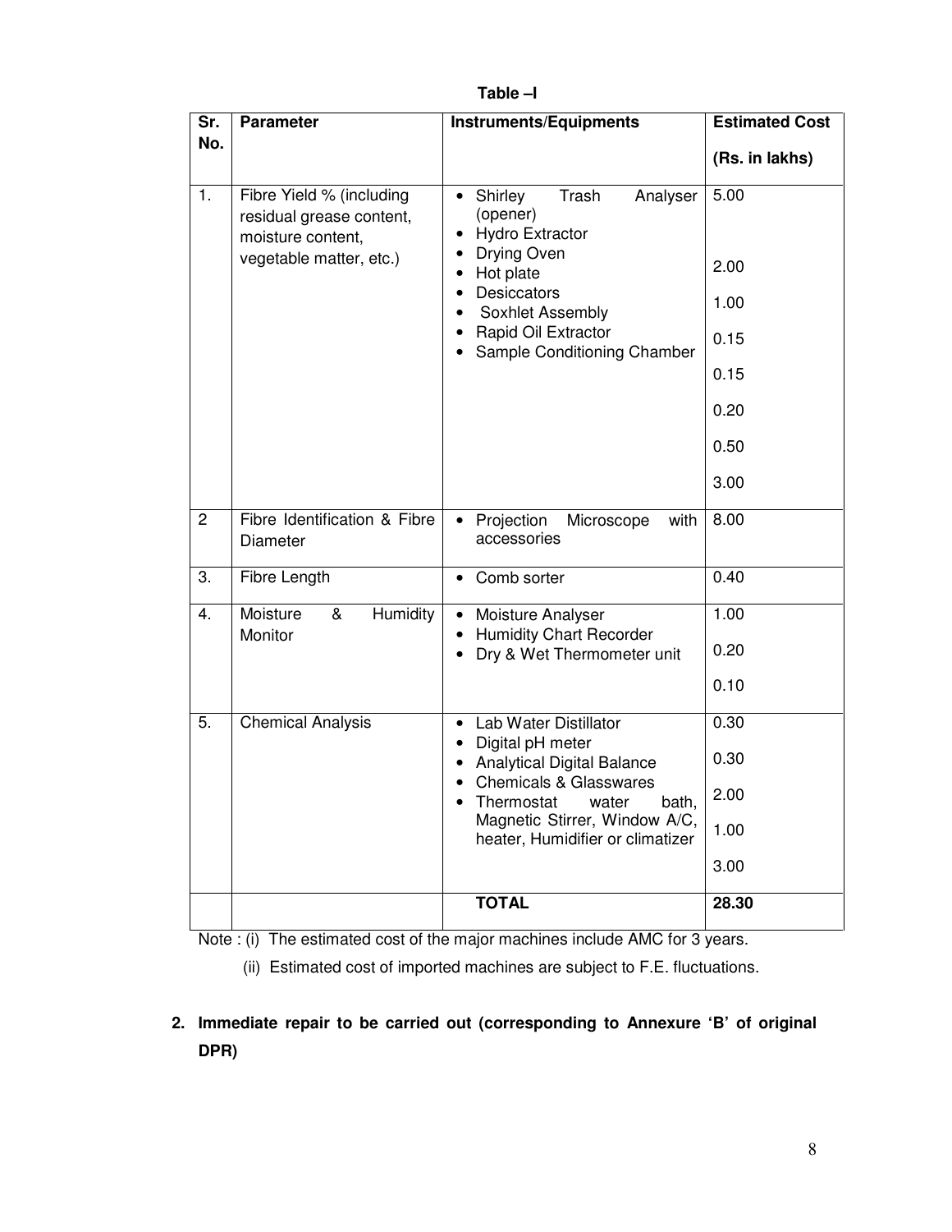**Table –I**

| Sr. No. | Parameter | Instruments/Equipments | Estimated Cost (Rs. in lakhs) |
|---|---|---|---|
| 1. | Fibre Yield % (including residual grease content, moisture content, vegetable matter, etc.) | • Shirley Trash Analyser (opener)<br>• Hydro Extractor<br>• Drying Oven<br>• Hot plate<br>• Desiccators<br>• Soxhlet Assembly<br>• Rapid Oil Extractor<br>• Sample Conditioning Chamber | 5.00<br>2.00<br>1.00<br>0.15<br>0.15<br>0.20<br>0.50<br>3.00 |
| 2 | Fibre Identification & Fibre Diameter | • Projection Microscope with accessories | 8.00 |
| 3. | Fibre Length | • Comb sorter | 0.40 |
| 4. | Moisture & Humidity Monitor | • Moisture Analyser<br>• Humidity Chart Recorder<br>• Dry & Wet Thermometer unit | 1.00<br>0.20<br>0.10 |
| 5. | Chemical Analysis | • Lab Water Distillator<br>• Digital pH meter<br>• Analytical Digital Balance<br>• Chemicals & Glasswares<br>• Thermostat water bath, Magnetic Stirrer, Window A/C, heater, Humidifier or climatizer | 0.30<br>0.30<br>2.00<br>1.00<br>3.00 |
| | | **TOTAL** | **28.30** |

Note : (i) The estimated cost of the major machines include AMC for 3 years.

(ii) Estimated cost of imported machines are subject to F.E. fluctuations.

**2. Immediate repair to be carried out (corresponding to Annexure 'B' of original DPR)**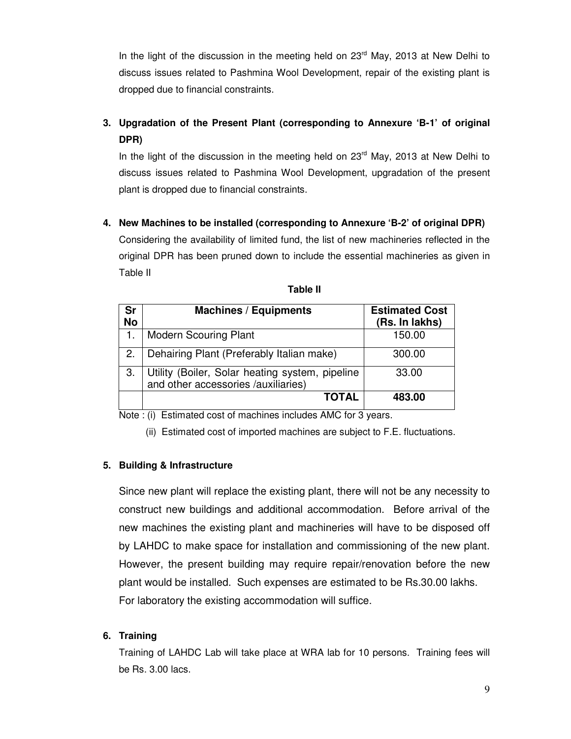In the light of the discussion in the meeting held on 23rd May, 2013 at New Delhi to discuss issues related to Pashmina Wool Development, repair of the existing plant is dropped due to financial constraints.

**3. Upgradation of the Present Plant (corresponding to Annexure 'B-1' of original DPR)**

In the light of the discussion in the meeting held on 23rd May, 2013 at New Delhi to discuss issues related to Pashmina Wool Development, upgradation of the present plant is dropped due to financial constraints.

**4. New Machines to be installed (corresponding to Annexure 'B-2' of original DPR)**

Considering the availability of limited fund, the list of new machineries reflected in the original DPR has been pruned down to include the essential machineries as given in Table II

**Table II**

| Sr No | Machines / Equipments | Estimated Cost (Rs. In lakhs) |
|---|---|---|
| 1. | Modern Scouring Plant | 150.00 |
| 2. | Dehairing Plant (Preferably Italian make) | 300.00 |
| 3. | Utility (Boiler, Solar heating system, pipeline and other accessories /auxiliaries) | 33.00 |
| | **TOTAL** | **483.00** |

Note : (i) Estimated cost of machines includes AMC for 3 years.

(ii) Estimated cost of imported machines are subject to F.E. fluctuations.

**5. Building & Infrastructure**

Since new plant will replace the existing plant, there will not be any necessity to construct new buildings and additional accommodation. Before arrival of the new machines the existing plant and machineries will have to be disposed off by LAHDC to make space for installation and commissioning of the new plant. However, the present building may require repair/renovation before the new plant would be installed. Such expenses are estimated to be Rs.30.00 lakhs. For laboratory the existing accommodation will suffice.

**6. Training**

Training of LAHDC Lab will take place at WRA lab for 10 persons. Training fees will be Rs. 3.00 lacs.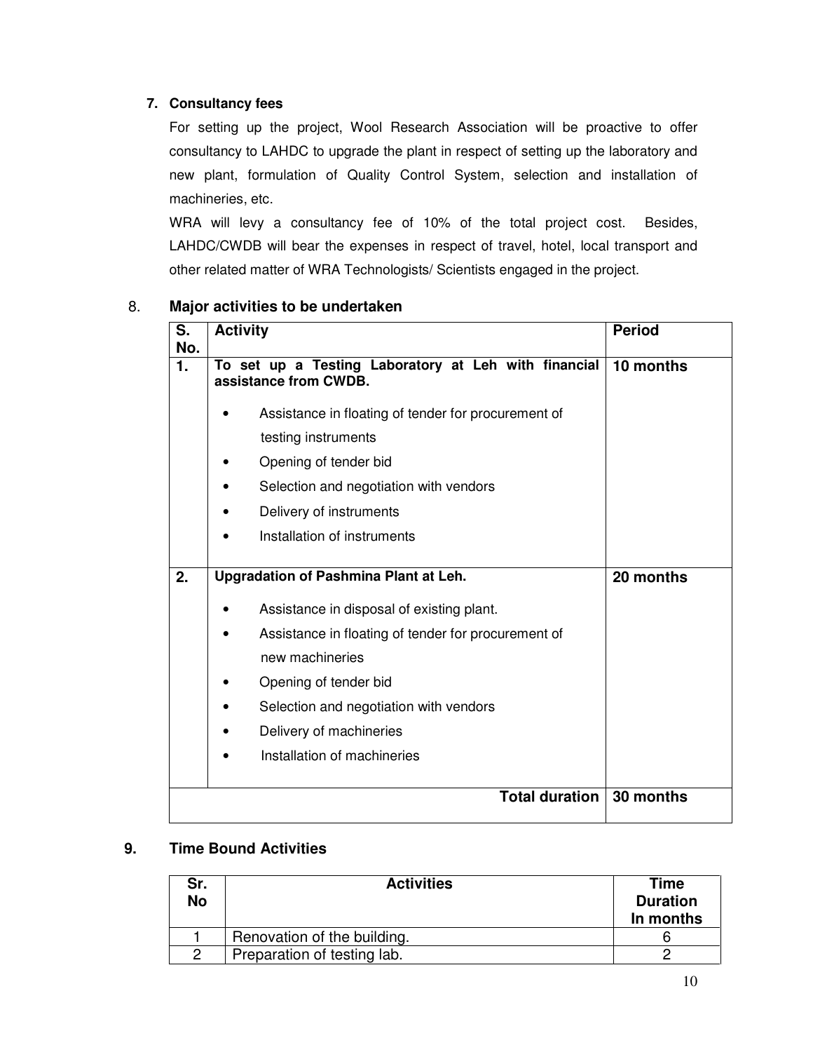### 7. Consultancy fees

For setting up the project, Wool Research Association will be proactive to offer consultancy to LAHDC to upgrade the plant in respect of setting up the laboratory and new plant, formulation of Quality Control System, selection and installation of machineries, etc.

WRA will levy a consultancy fee of 10% of the total project cost. Besides, LAHDC/CWDB will bear the expenses in respect of travel, hotel, local transport and other related matter of WRA Technologists/ Scientists engaged in the project.

### 8. Major activities to be undertaken

| S. No. | Activity | Period |
|---|---|---|
| **1.** | **To set up a Testing Laboratory at Leh with financial assistance from CWDB.**<br>• Assistance in floating of tender for procurement of testing instruments<br>• Opening of tender bid<br>• Selection and negotiation with vendors<br>• Delivery of instruments<br>• Installation of instruments | **10 months** |
| **2.** | **Upgradation of Pashmina Plant at Leh.**<br>• Assistance in disposal of existing plant.<br>• Assistance in floating of tender for procurement of new machineries<br>• Opening of tender bid<br>• Selection and negotiation with vendors<br>• Delivery of machineries<br>• Installation of machineries | **20 months** |
| | **Total duration** | **30 months** |

### 9. Time Bound Activities

| Sr. No | Activities | Time Duration In months |
|---|---|---|
| 1 | Renovation of the building. | 6 |
| 2 | Preparation of testing lab. | 2 |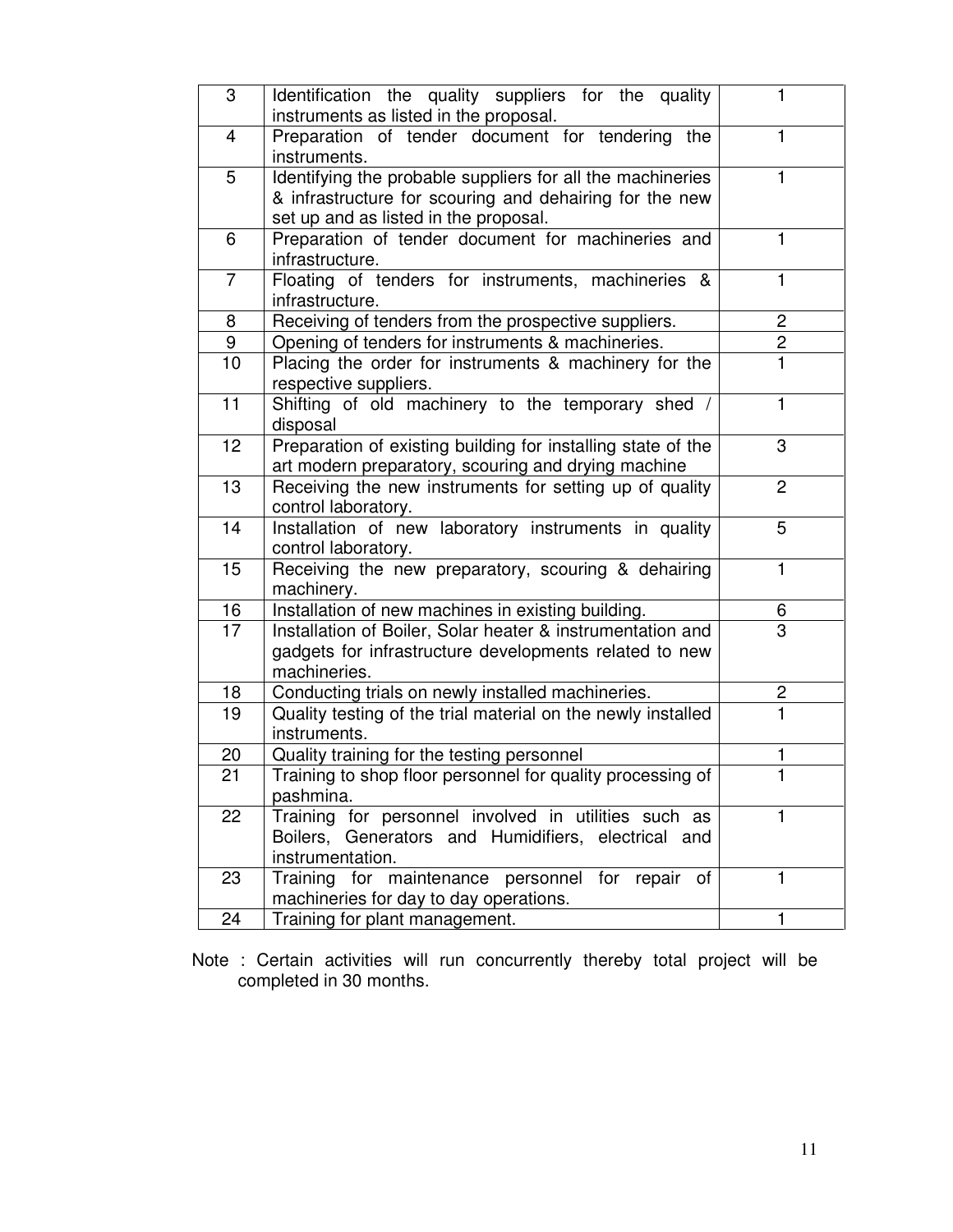| 3 | Identification the quality suppliers for the quality instruments as listed in the proposal. | 1 |
|---|---|---|
| 4 | Preparation of tender document for tendering the instruments. | 1 |
| 5 | Identifying the probable suppliers for all the machineries & infrastructure for scouring and dehairing for the new set up and as listed in the proposal. | 1 |
| 6 | Preparation of tender document for machineries and infrastructure. | 1 |
| 7 | Floating of tenders for instruments, machineries & infrastructure. | 1 |
| 8 | Receiving of tenders from the prospective suppliers. | 2 |
| 9 | Opening of tenders for instruments & machineries. | 2 |
| 10 | Placing the order for instruments & machinery for the respective suppliers. | 1 |
| 11 | Shifting of old machinery to the temporary shed / disposal | 1 |
| 12 | Preparation of existing building for installing state of the art modern preparatory, scouring and drying machine | 3 |
| 13 | Receiving the new instruments for setting up of quality control laboratory. | 2 |
| 14 | Installation of new laboratory instruments in quality control laboratory. | 5 |
| 15 | Receiving the new preparatory, scouring & dehairing machinery. | 1 |
| 16 | Installation of new machines in existing building. | 6 |
| 17 | Installation of Boiler, Solar heater & instrumentation and gadgets for infrastructure developments related to new machineries. | 3 |
| 18 | Conducting trials on newly installed machineries. | 2 |
| 19 | Quality testing of the trial material on the newly installed instruments. | 1 |
| 20 | Quality training for the testing personnel | 1 |
| 21 | Training to shop floor personnel for quality processing of pashmina. | 1 |
| 22 | Training for personnel involved in utilities such as Boilers, Generators and Humidifiers, electrical and instrumentation. | 1 |
| 23 | Training for maintenance personnel for repair of machineries for day to day operations. | 1 |
| 24 | Training for plant management. | 1 |

Note : Certain activities will run concurrently thereby total project will be completed in 30 months.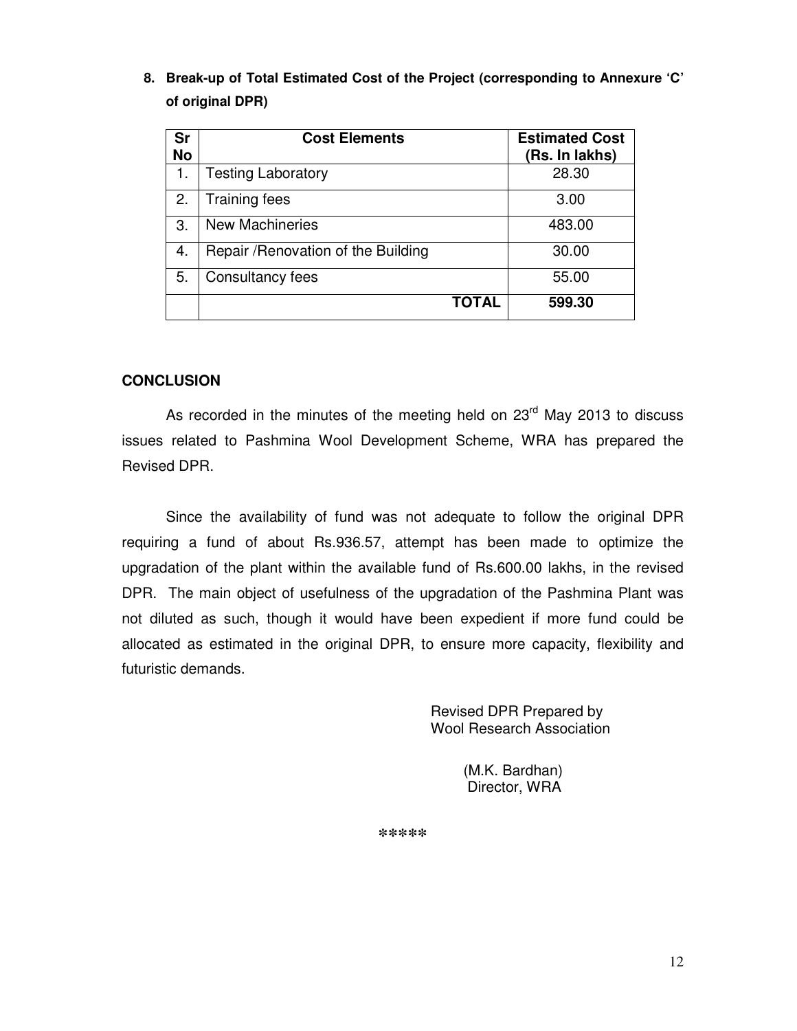**8. Break-up of Total Estimated Cost of the Project (corresponding to Annexure 'C' of original DPR)**

| Sr No | Cost Elements | Estimated Cost (Rs. In lakhs) |
|---|---|---|
| 1. | Testing Laboratory | 28.30 |
| 2. | Training fees | 3.00 |
| 3. | New Machineries | 483.00 |
| 4. | Repair /Renovation of the Building | 30.00 |
| 5. | Consultancy fees | 55.00 |
| | **TOTAL** | **599.30** |

## CONCLUSION

As recorded in the minutes of the meeting held on 23rd May 2013 to discuss issues related to Pashmina Wool Development Scheme, WRA has prepared the Revised DPR.

Since the availability of fund was not adequate to follow the original DPR requiring a fund of about Rs.936.57, attempt has been made to optimize the upgradation of the plant within the available fund of Rs.600.00 lakhs, in the revised DPR. The main object of usefulness of the upgradation of the Pashmina Plant was not diluted as such, though it would have been expedient if more fund could be allocated as estimated in the original DPR, to ensure more capacity, flexibility and futuristic demands.

Revised DPR Prepared by
Wool Research Association

(M.K. Bardhan)
Director, WRA

*****